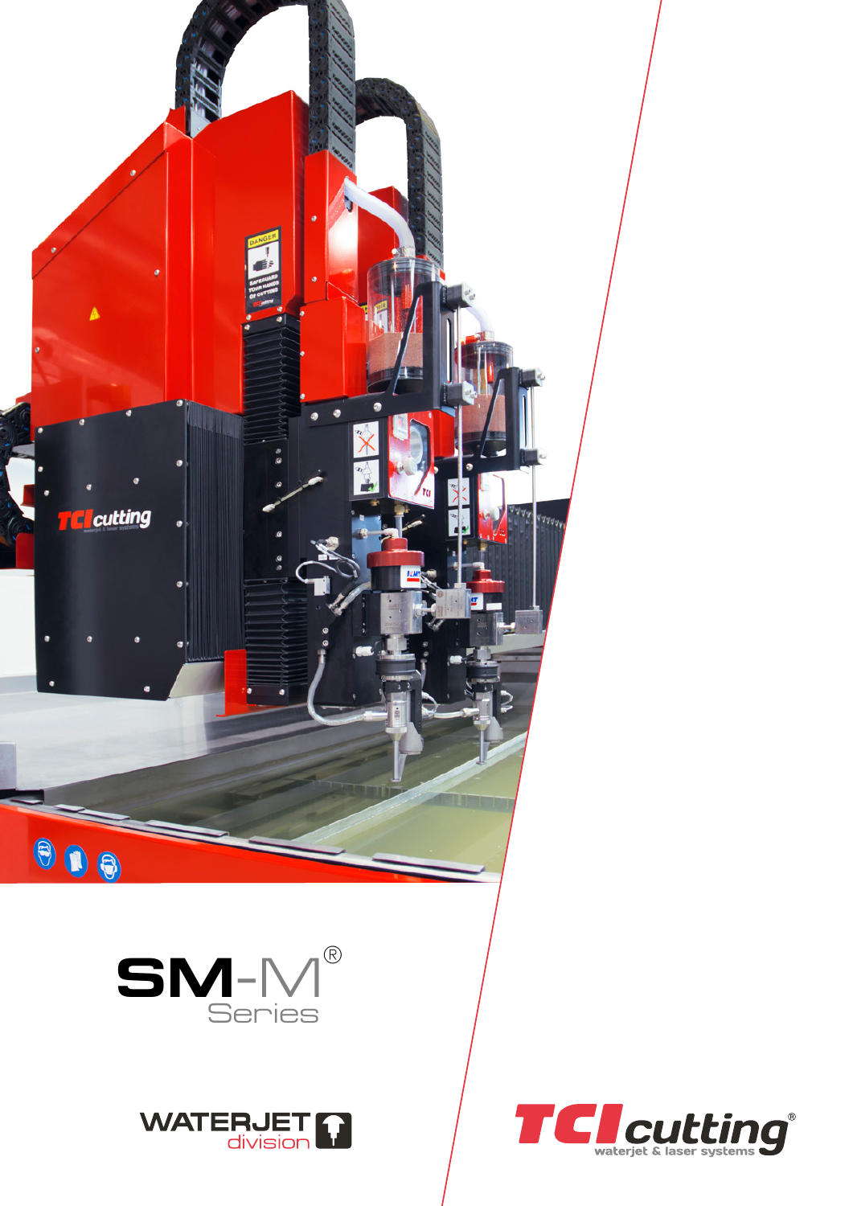# SM-M® Series

WATERJET division

TCI cutting®
waterjet & laser systems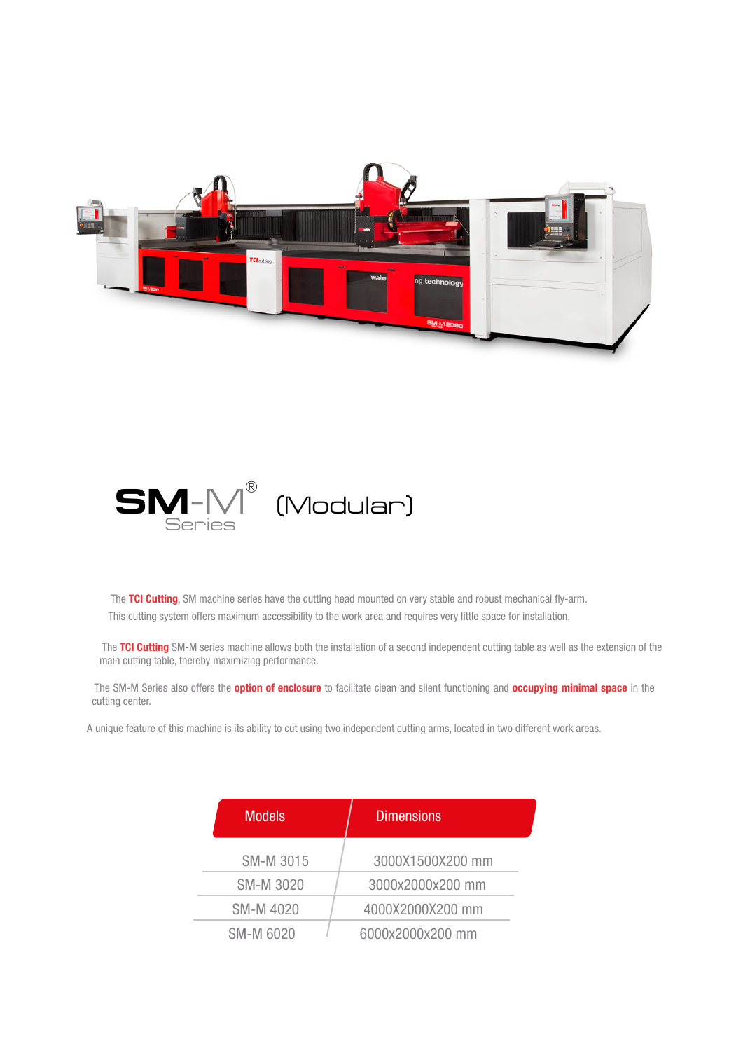# SM-M® Series (Modular)

The **TCI Cutting**, SM machine series have the cutting head mounted on very stable and robust mechanical fly-arm. This cutting system offers maximum accessibility to the work area and requires very little space for installation.

The **TCI Cutting** SM-M series machine allows both the installation of a second independent cutting table as well as the extension of the main cutting table, thereby maximizing performance.

The SM-M Series also offers the **option of enclosure** to facilitate clean and silent functioning and **occupying minimal space** in the cutting center.

A unique feature of this machine is its ability to cut using two independent cutting arms, located in two different work areas.

| Models | Dimensions |
|---|---|
| SM-M 3015 | 3000X1500X200 mm |
| SM-M 3020 | 3000x2000x200 mm |
| SM-M 4020 | 4000X2000X200 mm |
| SM-M 6020 | 6000x2000x200 mm |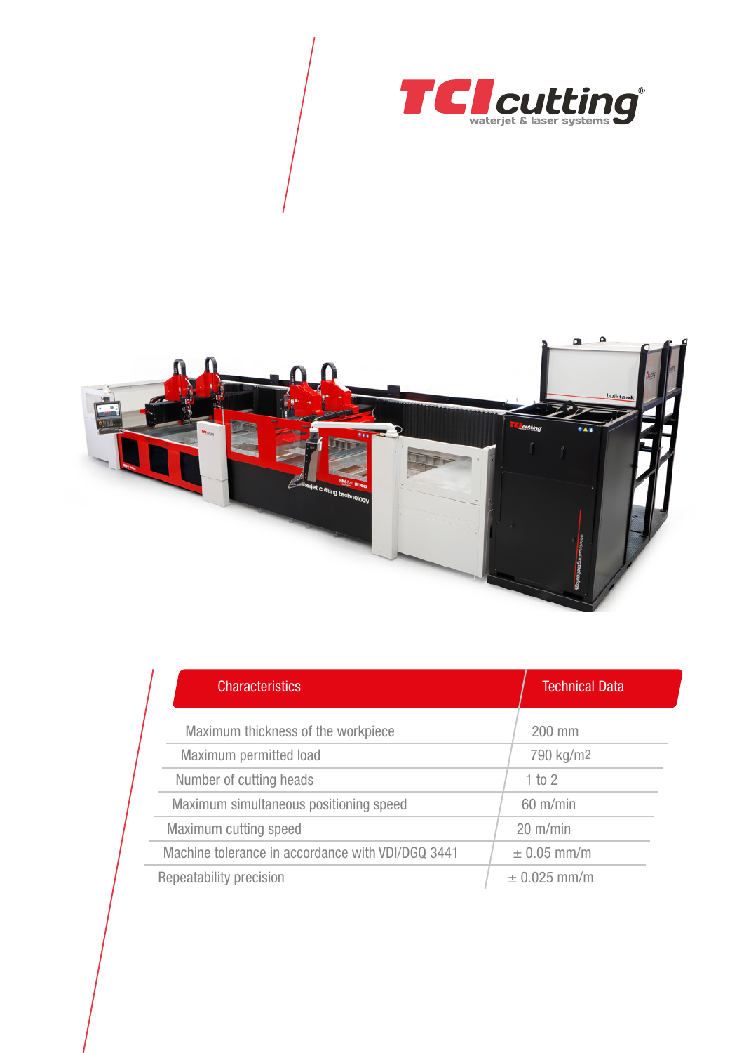TCI cutting
waterjet & laser systems

| Characteristics | Technical Data |
| --- | --- |
| Maximum thickness of the workpiece | 200 mm |
| Maximum permitted load | 790 kg/m2 |
| Number of cutting heads | 1 to 2 |
| Maximum simultaneous positioning speed | 60 m/min |
| Maximum cutting speed | 20 m/min |
| Machine tolerance in accordance with VDI/DGQ 3441 | ± 0.05 mm/m |
| Repeatability precision | ± 0.025 mm/m |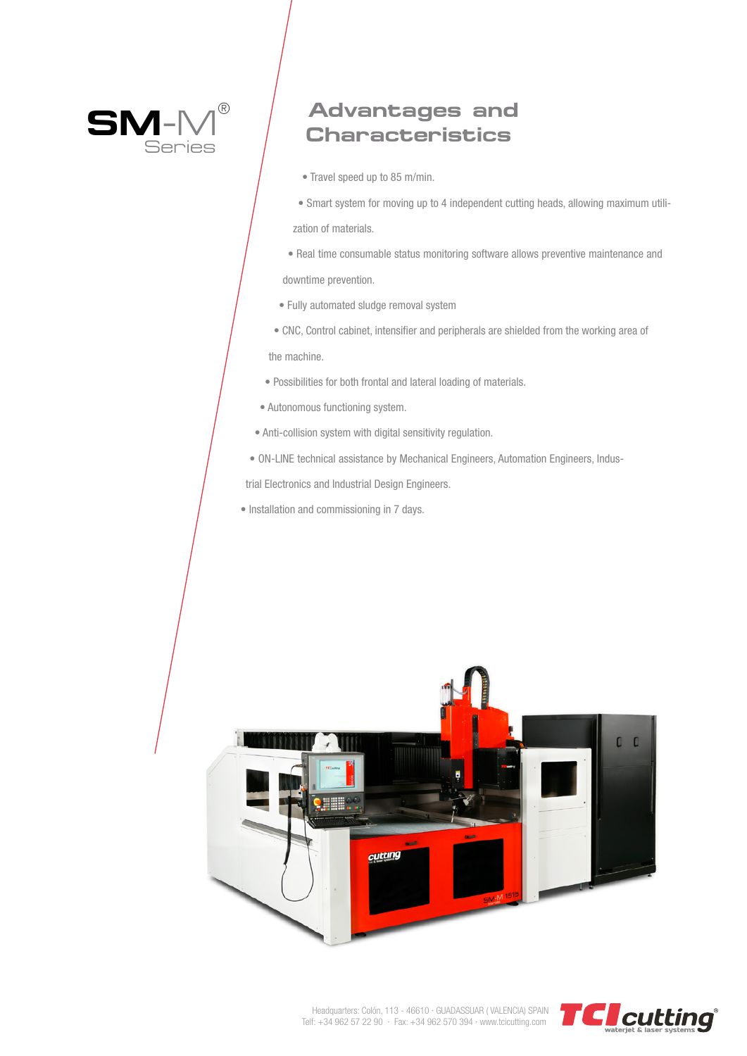# SM-M® Series

## Advantages and Characteristics

- Travel speed up to 85 m/min.
- Smart system for moving up to 4 independent cutting heads, allowing maximum utilization of materials.
- Real time consumable status monitoring software allows preventive maintenance and downtime prevention.
- Fully automated sludge removal system
- CNC, Control cabinet, intensifier and peripherals are shielded from the working area of the machine.
- Possibilities for both frontal and lateral loading of materials.
- Autonomous functioning system.
- Anti-collision system with digital sensitivity regulation.
- ON-LINE technical assistance by Mechanical Engineers, Automation Engineers, Industrial Electronics and Industrial Design Engineers.
- Installation and commissioning in 7 days.

Headquarters: Colón, 113 - 46610 · GUADASSUAR ( VALENCIA) SPAIN
Telf: +34 962 57 22 90 · Fax: +34 962 570 394 · www.tcicutting.com

TCI cutting® waterjet & laser systems